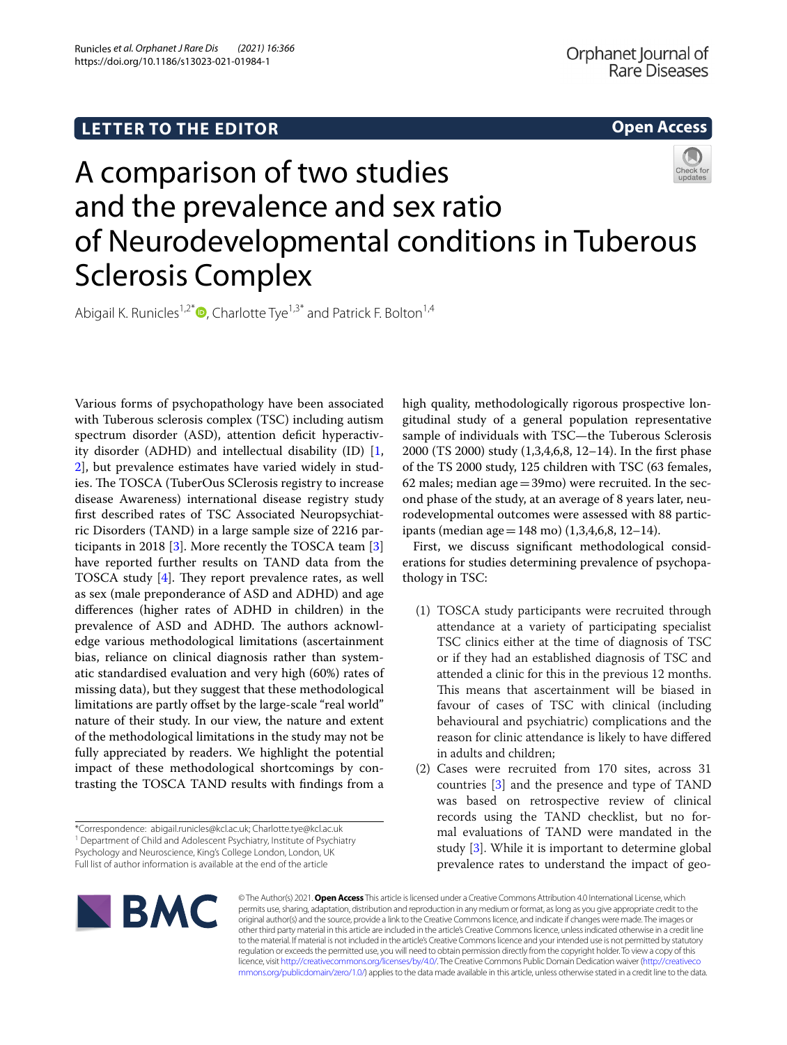**LETTER TO THE EDITOR** **Open Access**

# A comparison of two studies and the prevalence and sex ratio of Neurodevelopmental conditions in Tuberous Sclerosis Complex

Abigail K. Runicles[1,2*], Charlotte Tye[1,3*] and Patrick F. Bolton[1,4]

Various forms of psychopathology have been associated with Tuberous sclerosis complex (TSC) including autism spectrum disorder (ASD), attention deficit hyperactivity disorder (ADHD) and intellectual disability (ID) [1, 2], but prevalence estimates have varied widely in studies. The TOSCA (TuberOus SClerosis registry to increase disease Awareness) international disease registry study first described rates of TSC Associated Neuropsychiatric Disorders (TAND) in a large sample size of 2216 participants in 2018 [3]. More recently the TOSCA team [3] have reported further results on TAND data from the TOSCA study [4]. They report prevalence rates, as well as sex (male preponderance of ASD and ADHD) and age differences (higher rates of ADHD in children) in the prevalence of ASD and ADHD. The authors acknowledge various methodological limitations (ascertainment bias, reliance on clinical diagnosis rather than systematic standardised evaluation and very high (60%) rates of missing data), but they suggest that these methodological limitations are partly offset by the large-scale "real world" nature of their study. In our view, the nature and extent of the methodological limitations in the study may not be fully appreciated by readers. We highlight the potential impact of these methodological shortcomings by contrasting the TOSCA TAND results with findings from a high quality, methodologically rigorous prospective longitudinal study of a general population representative sample of individuals with TSC—the Tuberous Sclerosis 2000 (TS 2000) study (1,3,4,6,8, 12–14). In the first phase of the TS 2000 study, 125 children with TSC (63 females, 62 males; median age = 39mo) were recruited. In the second phase of the study, at an average of 8 years later, neurodevelopmental outcomes were assessed with 88 participants (median age = 148 mo) (1,3,4,6,8, 12–14).

First, we discuss significant methodological considerations for studies determining prevalence of psychopathology in TSC:

(1) TOSCA study participants were recruited through attendance at a variety of participating specialist TSC clinics either at the time of diagnosis of TSC or if they had an established diagnosis of TSC and attended a clinic for this in the previous 12 months. This means that ascertainment will be biased in favour of cases of TSC with clinical (including behavioural and psychiatric) complications and the reason for clinic attendance is likely to have differed in adults and children;
(2) Cases were recruited from 170 sites, across 31 countries [3] and the presence and type of TAND was based on retrospective review of clinical records using the TAND checklist, but no formal evaluations of TAND were mandated in the study [3]. While it is important to determine global prevalence rates to understand the impact of geo-

*Correspondence: abigail.runicles@kcl.ac.uk; Charlotte.tye@kcl.ac.uk
[1] Department of Child and Adolescent Psychiatry, Institute of Psychiatry Psychology and Neuroscience, King's College London, London, UK
Full list of author information is available at the end of the article

© The Author(s) 2021. **Open Access** This article is licensed under a Creative Commons Attribution 4.0 International License, which permits use, sharing, adaptation, distribution and reproduction in any medium or format, as long as you give appropriate credit to the original author(s) and the source, provide a link to the Creative Commons licence, and indicate if changes were made. The images or other third party material in this article are included in the article's Creative Commons licence, unless indicated otherwise in a credit line to the material. If material is not included in the article's Creative Commons licence and your intended use is not permitted by statutory regulation or exceeds the permitted use, you will need to obtain permission directly from the copyright holder. To view a copy of this licence, visit http://creativecommons.org/licenses/by/4.0/. The Creative Commons Public Domain Dedication waiver (http://creativecommons.org/publicdomain/zero/1.0/) applies to the data made available in this article, unless otherwise stated in a credit line to the data.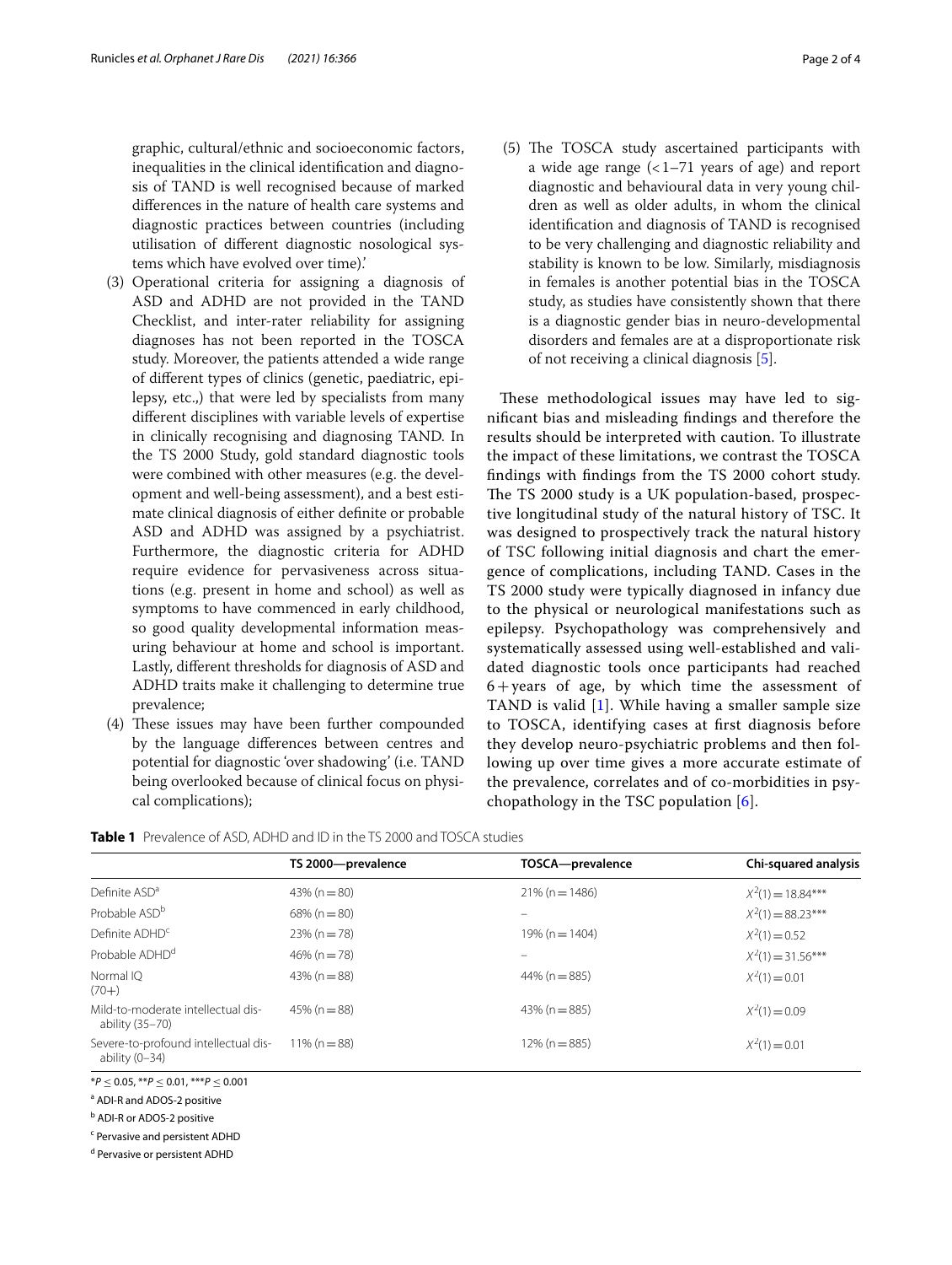graphic, cultural/ethnic and socioeconomic factors, inequalities in the clinical identification and diagnosis of TAND is well recognised because of marked differences in the nature of health care systems and diagnostic practices between countries (including utilisation of different diagnostic nosological systems which have evolved over time).'

(3) Operational criteria for assigning a diagnosis of ASD and ADHD are not provided in the TAND Checklist, and inter-rater reliability for assigning diagnoses has not been reported in the TOSCA study. Moreover, the patients attended a wide range of different types of clinics (genetic, paediatric, epilepsy, etc.,) that were led by specialists from many different disciplines with variable levels of expertise in clinically recognising and diagnosing TAND. In the TS 2000 Study, gold standard diagnostic tools were combined with other measures (e.g. the development and well-being assessment), and a best estimate clinical diagnosis of either definite or probable ASD and ADHD was assigned by a psychiatrist. Furthermore, the diagnostic criteria for ADHD require evidence for pervasiveness across situations (e.g. present in home and school) as well as symptoms to have commenced in early childhood, so good quality developmental information measuring behaviour at home and school is important. Lastly, different thresholds for diagnosis of ASD and ADHD traits make it challenging to determine true prevalence;

(4) These issues may have been further compounded by the language differences between centres and potential for diagnostic 'over shadowing' (i.e. TAND being overlooked because of clinical focus on physical complications);

(5) The TOSCA study ascertained participants with a wide age range (<1–71 years of age) and report diagnostic and behavioural data in very young children as well as older adults, in whom the clinical identification and diagnosis of TAND is recognised to be very challenging and diagnostic reliability and stability is known to be low. Similarly, misdiagnosis in females is another potential bias in the TOSCA study, as studies have consistently shown that there is a diagnostic gender bias in neuro-developmental disorders and females are at a disproportionate risk of not receiving a clinical diagnosis [5].

These methodological issues may have led to significant bias and misleading findings and therefore the results should be interpreted with caution. To illustrate the impact of these limitations, we contrast the TOSCA findings with findings from the TS 2000 cohort study. The TS 2000 study is a UK population-based, prospective longitudinal study of the natural history of TSC. It was designed to prospectively track the natural history of TSC following initial diagnosis and chart the emergence of complications, including TAND. Cases in the TS 2000 study were typically diagnosed in infancy due to the physical or neurological manifestations such as epilepsy. Psychopathology was comprehensively and systematically assessed using well-established and validated diagnostic tools once participants had reached 6+years of age, by which time the assessment of TAND is valid [1]. While having a smaller sample size to TOSCA, identifying cases at first diagnosis before they develop neuro-psychiatric problems and then following up over time gives a more accurate estimate of the prevalence, correlates and of co-morbidities in psychopathology in the TSC population [6].

**Table 1** Prevalence of ASD, ADHD and ID in the TS 2000 and TOSCA studies

| | TS 2000—prevalence | TOSCA—prevalence | Chi-squared analysis |
|---|---|---|---|
| Definite ASD[a] | 43% (n=80) | 21% (n=1486) | $X^2(1)=18.84$*** |
| Probable ASD[b] | 68% (n=80) | – | $X^2(1)=88.23$*** |
| Definite ADHD[c] | 23% (n=78) | 19% (n=1404) | $X^2(1)=0.52$ |
| Probable ADHD[d] | 46% (n=78) | – | $X^2(1)=31.56$*** |
| Normal IQ (70+) | 43% (n=88) | 44% (n=885) | $X^2(1)=0.01$ |
| Mild-to-moderate intellectual disability (35–70) | 45% (n=88) | 43% (n=885) | $X^2(1)=0.09$ |
| Severe-to-profound intellectual disability (0–34) | 11% (n=88) | 12% (n=885) | $X^2(1)=0.01$ |

*$P \leq 0.05$, **$P \leq 0.01$, ***$P \leq 0.001$

[a] ADI-R and ADOS-2 positive

[b] ADI-R or ADOS-2 positive

[c] Pervasive and persistent ADHD

[d] Pervasive or persistent ADHD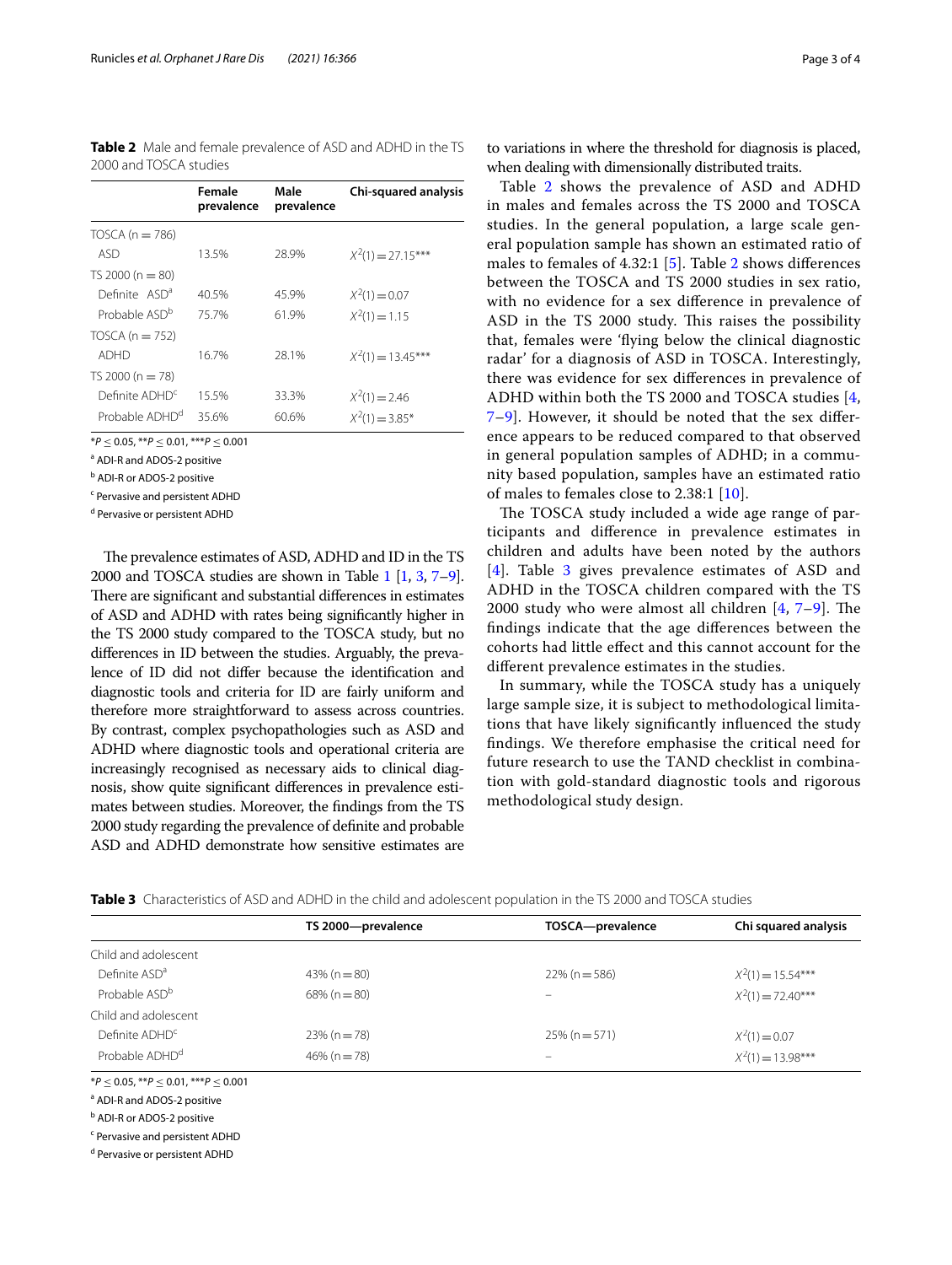**Table 2** Male and female prevalence of ASD and ADHD in the TS 2000 and TOSCA studies

| | Female prevalence | Male prevalence | Chi-squared analysis |
|---|---|---|---|
| TOSCA (n = 786) | | | |
| ASD | 13.5% | 28.9% | $X^2(1) = 27.15$*** |
| TS 2000 (n = 80) | | | |
| Definite ASD[a] | 40.5% | 45.9% | $X^2(1) = 0.07$ |
| Probable ASD[b] | 75.7% | 61.9% | $X^2(1) = 1.15$ |
| TOSCA (n = 752) | | | |
| ADHD | 16.7% | 28.1% | $X^2(1) = 13.45$*** |
| TS 2000 (n = 78) | | | |
| Definite ADHD[c] | 15.5% | 33.3% | $X^2(1) = 2.46$ |
| Probable ADHD[d] | 35.6% | 60.6% | $X^2(1) = 3.85$* |

*$P \leq 0.05$, **$P \leq 0.01$, ***$P \leq 0.001$

[a] ADI-R and ADOS-2 positive

[b] ADI-R or ADOS-2 positive

[c] Pervasive and persistent ADHD

[d] Pervasive or persistent ADHD

The prevalence estimates of ASD, ADHD and ID in the TS 2000 and TOSCA studies are shown in Table 1 [1, 3, 7–9]. There are significant and substantial differences in estimates of ASD and ADHD with rates being significantly higher in the TS 2000 study compared to the TOSCA study, but no differences in ID between the studies. Arguably, the prevalence of ID did not differ because the identification and diagnostic tools and criteria for ID are fairly uniform and therefore more straightforward to assess across countries. By contrast, complex psychopathologies such as ASD and ADHD where diagnostic tools and operational criteria are increasingly recognised as necessary aids to clinical diagnosis, show quite significant differences in prevalence estimates between studies. Moreover, the findings from the TS 2000 study regarding the prevalence of definite and probable ASD and ADHD demonstrate how sensitive estimates are to variations in where the threshold for diagnosis is placed, when dealing with dimensionally distributed traits.

Table 2 shows the prevalence of ASD and ADHD in males and females across the TS 2000 and TOSCA studies. In the general population, a large scale general population sample has shown an estimated ratio of males to females of 4.32:1 [5]. Table 2 shows differences between the TOSCA and TS 2000 studies in sex ratio, with no evidence for a sex difference in prevalence of ASD in the TS 2000 study. This raises the possibility that, females were 'flying below the clinical diagnostic radar' for a diagnosis of ASD in TOSCA. Interestingly, there was evidence for sex differences in prevalence of ADHD within both the TS 2000 and TOSCA studies [4, 7–9]. However, it should be noted that the sex difference appears to be reduced compared to that observed in general population samples of ADHD; in a community based population, samples have an estimated ratio of males to females close to 2.38:1 [10].

The TOSCA study included a wide age range of participants and difference in prevalence estimates in children and adults have been noted by the authors [4]. Table 3 gives prevalence estimates of ASD and ADHD in the TOSCA children compared with the TS 2000 study who were almost all children [4, 7–9]. The findings indicate that the age differences between the cohorts had little effect and this cannot account for the different prevalence estimates in the studies.

In summary, while the TOSCA study has a uniquely large sample size, it is subject to methodological limitations that have likely significantly influenced the study findings. We therefore emphasise the critical need for future research to use the TAND checklist in combination with gold-standard diagnostic tools and rigorous methodological study design.

**Table 3** Characteristics of ASD and ADHD in the child and adolescent population in the TS 2000 and TOSCA studies

| | TS 2000—prevalence | TOSCA—prevalence | Chi squared analysis |
|---|---|---|---|
| Child and adolescent | | | |
| Definite ASD[a] | 43% (n = 80) | 22% (n = 586) | $X^2(1) = 15.54$*** |
| Probable ASD[b] | 68% (n = 80) | – | $X^2(1) = 72.40$*** |
| Child and adolescent | | | |
| Definite ADHD[c] | 23% (n = 78) | 25% (n = 571) | $X^2(1) = 0.07$ |
| Probable ADHD[d] | 46% (n = 78) | – | $X^2(1) = 13.98$*** |

*$P \leq 0.05$, **$P \leq 0.01$, ***$P \leq 0.001$

[a] ADI-R and ADOS-2 positive

[b] ADI-R or ADOS-2 positive

[c] Pervasive and persistent ADHD

[d] Pervasive or persistent ADHD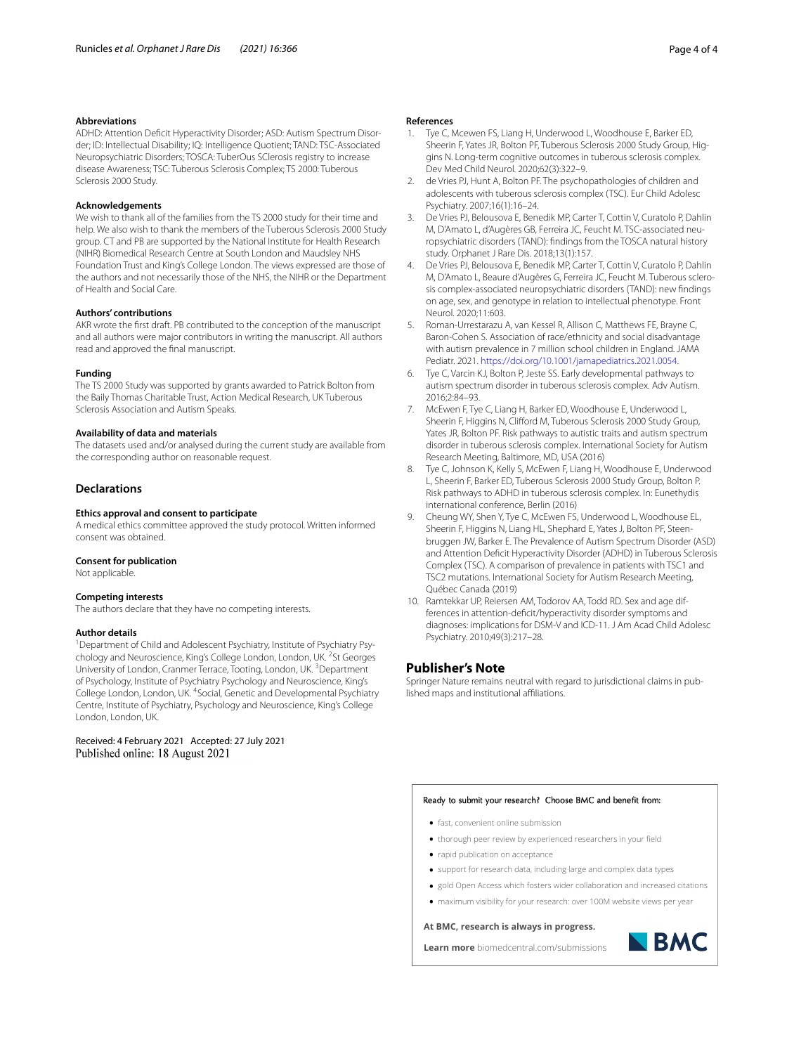### Abbreviations

ADHD: Attention Deficit Hyperactivity Disorder; ASD: Autism Spectrum Disorder; ID: Intellectual Disability; IQ: Intelligence Quotient; TAND: TSC-Associated Neuropsychiatric Disorders; TOSCA: TuberOus SClerosis registry to increase disease Awareness; TSC: Tuberous Sclerosis Complex; TS 2000: Tuberous Sclerosis 2000 Study.

### Acknowledgements

We wish to thank all of the families from the TS 2000 study for their time and help. We also wish to thank the members of the Tuberous Sclerosis 2000 Study group. CT and PB are supported by the National Institute for Health Research (NIHR) Biomedical Research Centre at South London and Maudsley NHS Foundation Trust and King's College London. The views expressed are those of the authors and not necessarily those of the NHS, the NIHR or the Department of Health and Social Care.

### Authors' contributions

AKR wrote the first draft. PB contributed to the conception of the manuscript and all authors were major contributors in writing the manuscript. All authors read and approved the final manuscript.

### Funding

The TS 2000 Study was supported by grants awarded to Patrick Bolton from the Baily Thomas Charitable Trust, Action Medical Research, UK Tuberous Sclerosis Association and Autism Speaks.

### Availability of data and materials

The datasets used and/or analysed during the current study are available from the corresponding author on reasonable request.

## Declarations

### Ethics approval and consent to participate

A medical ethics committee approved the study protocol. Written informed consent was obtained.

### Consent for publication

Not applicable.

### Competing interests

The authors declare that they have no competing interests.

### Author details

[1]Department of Child and Adolescent Psychiatry, Institute of Psychiatry Psychology and Neuroscience, King's College London, London, UK. [2]St Georges University of London, Cranmer Terrace, Tooting, London, UK. [3]Department of Psychology, Institute of Psychiatry Psychology and Neuroscience, King's College London, London, UK. [4]Social, Genetic and Developmental Psychiatry Centre, Institute of Psychiatry, Psychology and Neuroscience, King's College London, London, UK.

Received: 4 February 2021 Accepted: 27 July 2021
Published online: 18 August 2021

### References

1. Tye C, Mcewen FS, Liang H, Underwood L, Woodhouse E, Barker ED, Sheerin F, Yates JR, Bolton PF, Tuberous Sclerosis 2000 Study Group, Higgins N. Long-term cognitive outcomes in tuberous sclerosis complex. Dev Med Child Neurol. 2020;62(3):322–9.
2. de Vries PJ, Hunt A, Bolton PF. The psychopathologies of children and adolescents with tuberous sclerosis complex (TSC). Eur Child Adolesc Psychiatry. 2007;16(1):16–24.
3. De Vries PJ, Belousova E, Benedik MP, Carter T, Cottin V, Curatolo P, Dahlin M, D'Amato L, d'Augères GB, Ferreira JC, Feucht M. TSC-associated neuropsychiatric disorders (TAND): findings from the TOSCA natural history study. Orphanet J Rare Dis. 2018;13(1):157.
4. De Vries PJ, Belousova E, Benedik MP, Carter T, Cottin V, Curatolo P, Dahlin M, D'Amato L, Beaure d'Augères G, Ferreira JC, Feucht M. Tuberous sclerosis complex-associated neuropsychiatric disorders (TAND): new findings on age, sex, and genotype in relation to intellectual phenotype. Front Neurol. 2020;11:603.
5. Roman-Urrestarazu A, van Kessel R, Allison C, Matthews FE, Brayne C, Baron-Cohen S. Association of race/ethnicity and social disadvantage with autism prevalence in 7 million school children in England. JAMA Pediatr. 2021. https://doi.org/10.1001/jamapediatrics.2021.0054.
6. Tye C, Varcin KJ, Bolton P, Jeste SS. Early developmental pathways to autism spectrum disorder in tuberous sclerosis complex. Adv Autism. 2016;2:84–93.
7. McEwen F, Tye C, Liang H, Barker ED, Woodhouse E, Underwood L, Sheerin F, Higgins N, Clifford M, Tuberous Sclerosis 2000 Study Group, Yates JR, Bolton PF. Risk pathways to autistic traits and autism spectrum disorder in tuberous sclerosis complex. International Society for Autism Research Meeting, Baltimore, MD, USA (2016)
8. Tye C, Johnson K, Kelly S, McEwen F, Liang H, Woodhouse E, Underwood L, Sheerin F, Barker ED, Tuberous Sclerosis 2000 Study Group, Bolton P. Risk pathways to ADHD in tuberous sclerosis complex. In: Eunethydis international conference, Berlin (2016)
9. Cheung WY, Shen Y, Tye C, McEwen FS, Underwood L, Woodhouse EL, Sheerin F, Higgins N, Liang HL, Shephard E, Yates J, Bolton PF, Steenbruggen JW, Barker E. The Prevalence of Autism Spectrum Disorder (ASD) and Attention Deficit Hyperactivity Disorder (ADHD) in Tuberous Sclerosis Complex (TSC). A comparison of prevalence in patients with TSC1 and TSC2 mutations. International Society for Autism Research Meeting, Québec Canada (2019)
10. Ramtekkar UP, Reiersen AM, Todorov AA, Todd RD. Sex and age differences in attention-deficit/hyperactivity disorder symptoms and diagnoses: implications for DSM-V and ICD-11. J Am Acad Child Adolesc Psychiatry. 2010;49(3):217–28.

## Publisher's Note

Springer Nature remains neutral with regard to jurisdictional claims in published maps and institutional affiliations.

Ready to submit your research? Choose BMC and benefit from:

- fast, convenient online submission
- thorough peer review by experienced researchers in your field
- rapid publication on acceptance
- support for research data, including large and complex data types
- gold Open Access which fosters wider collaboration and increased citations
- maximum visibility for your research: over 100M website views per year

**At BMC, research is always in progress.**

**Learn more** biomedcentral.com/submissions

BMC